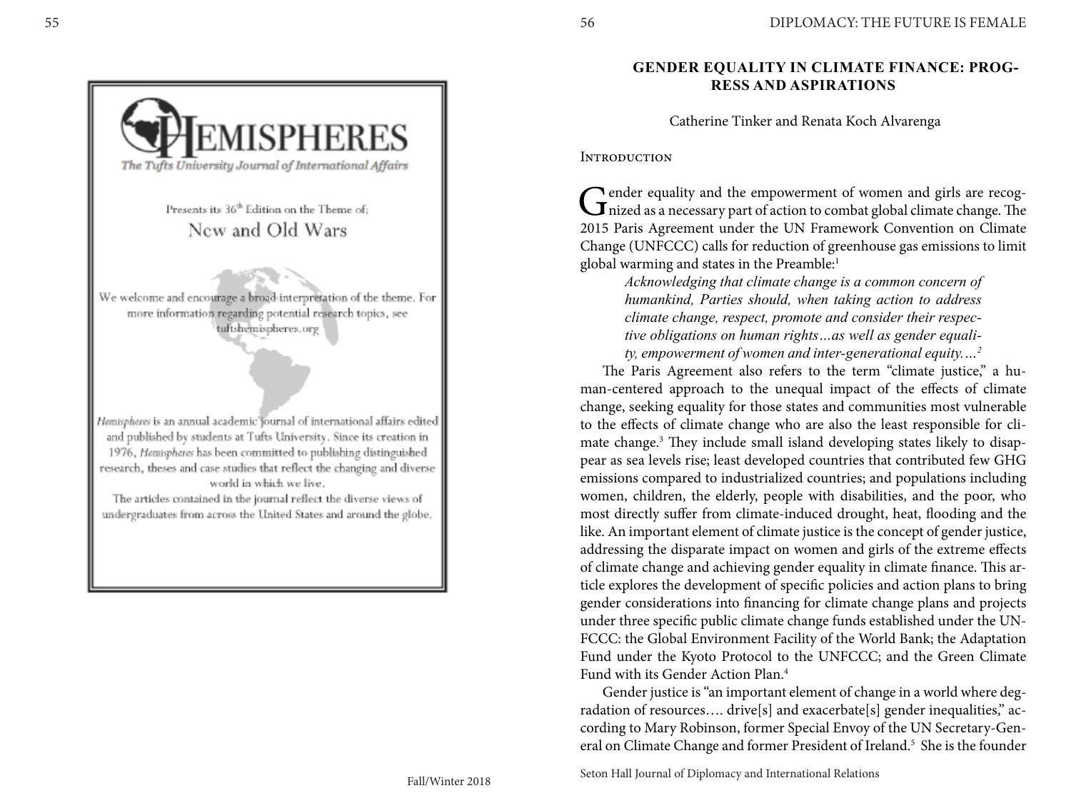# Hemispheres

*The Tufts University Journal of International Affairs*

Presents its 36th Edition on the Theme of:

New and Old Wars

We welcome and encourage a broad interpretation of the theme. For more information regarding potential research topics, see tuftshemispheres.org

*Hemispheres* is an annual academic journal of international affairs edited and published by students at Tufts University. Since its creation in 1976, *Hemispheres* has been committed to publishing distinguished research, theses and case studies that reflect the changing and diverse world in which we live.

The articles contained in the journal reflect the diverse views of undergraduates from across the United States and around the globe.

## GENDER EQUALITY IN CLIMATE FINANCE: PROGRESS AND ASPIRATIONS

Catherine Tinker and Renata Koch Alvarenga

### Introduction

Gender equality and the empowerment of women and girls are recognized as a necessary part of action to combat global climate change. The 2015 Paris Agreement under the UN Framework Convention on Climate Change (UNFCCC) calls for reduction of greenhouse gas emissions to limit global warming and states in the Preamble:[1]

> *Acknowledging that climate change is a common concern of humankind, Parties should, when taking action to address climate change, respect, promote and consider their respective obligations on human rights…as well as gender equality, empowerment of women and inter-generational equity….*[2]

The Paris Agreement also refers to the term "climate justice," a human-centered approach to the unequal impact of the effects of climate change, seeking equality for those states and communities most vulnerable to the effects of climate change who are also the least responsible for climate change.[3] They include small island developing states likely to disappear as sea levels rise; least developed countries that contributed few GHG emissions compared to industrialized countries; and populations including women, children, the elderly, people with disabilities, and the poor, who most directly suffer from climate-induced drought, heat, flooding and the like. An important element of climate justice is the concept of gender justice, addressing the disparate impact on women and girls of the extreme effects of climate change and achieving gender equality in climate finance. This article explores the development of specific policies and action plans to bring gender considerations into financing for climate change plans and projects under three specific public climate change funds established under the UNFCCC: the Global Environment Facility of the World Bank; the Adaptation Fund under the Kyoto Protocol to the UNFCCC; and the Green Climate Fund with its Gender Action Plan.[4]

Gender justice is "an important element of change in a world where degradation of resources…. drive[s] and exacerbate[s] gender inequalities," according to Mary Robinson, former Special Envoy of the UN Secretary-General on Climate Change and former President of Ireland.[5] She is the founder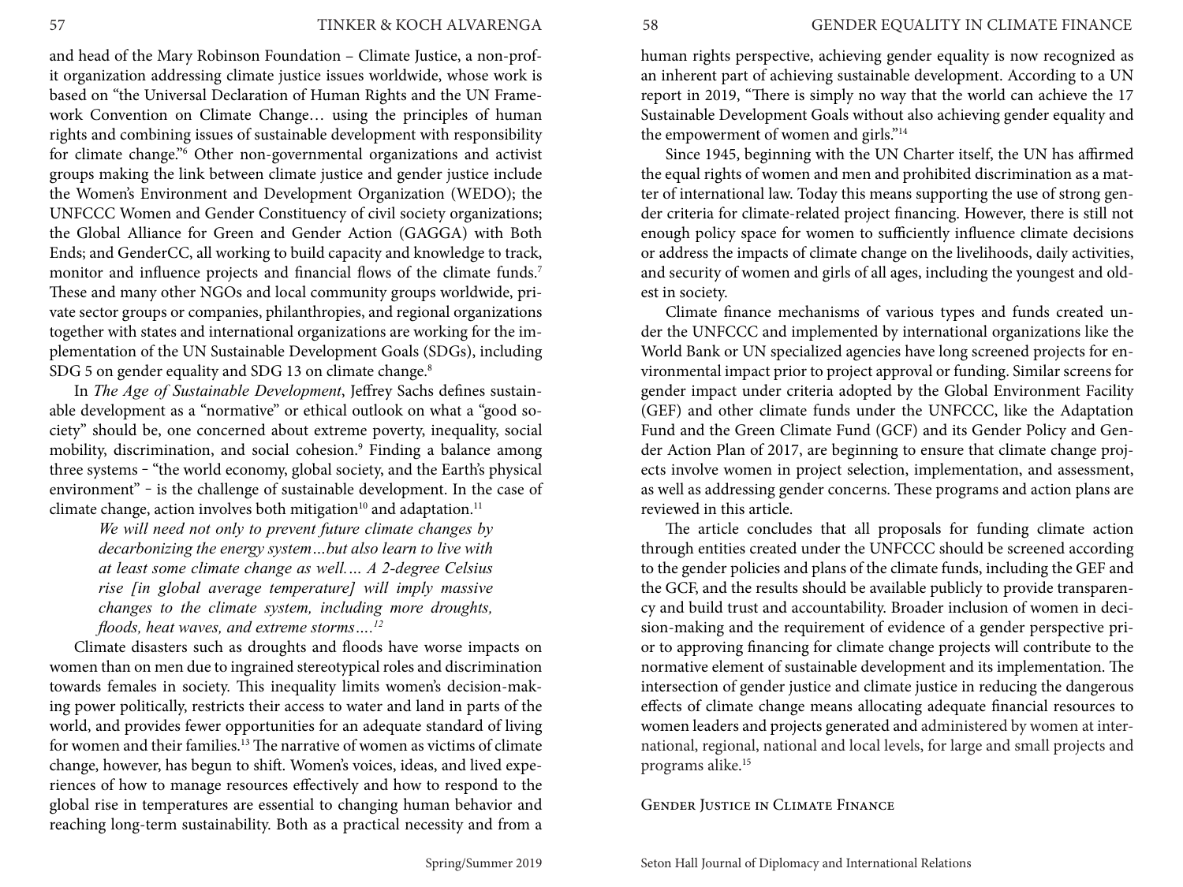and head of the Mary Robinson Foundation – Climate Justice, a non-profit organization addressing climate justice issues worldwide, whose work is based on "the Universal Declaration of Human Rights and the UN Framework Convention on Climate Change… using the principles of human rights and combining issues of sustainable development with responsibility for climate change."[6] Other non-governmental organizations and activist groups making the link between climate justice and gender justice include the Women's Environment and Development Organization (WEDO); the UNFCCC Women and Gender Constituency of civil society organizations; the Global Alliance for Green and Gender Action (GAGGA) with Both Ends; and GenderCC, all working to build capacity and knowledge to track, monitor and influence projects and financial flows of the climate funds.[7] These and many other NGOs and local community groups worldwide, private sector groups or companies, philanthropies, and regional organizations together with states and international organizations are working for the implementation of the UN Sustainable Development Goals (SDGs), including SDG 5 on gender equality and SDG 13 on climate change.[8]

In *The Age of Sustainable Development*, Jeffrey Sachs defines sustainable development as a "normative" or ethical outlook on what a "good society" should be, one concerned about extreme poverty, inequality, social mobility, discrimination, and social cohesion.[9] Finding a balance among three systems – "the world economy, global society, and the Earth's physical environment" – is the challenge of sustainable development. In the case of climate change, action involves both mitigation[10] and adaptation.[11]

> *We will need not only to prevent future climate changes by decarbonizing the energy system…but also learn to live with at least some climate change as well…. A 2-degree Celsius rise [in global average temperature] will imply massive changes to the climate system, including more droughts, floods, heat waves, and extreme storms….*[12]

Climate disasters such as droughts and floods have worse impacts on women than on men due to ingrained stereotypical roles and discrimination towards females in society. This inequality limits women's decision-making power politically, restricts their access to water and land in parts of the world, and provides fewer opportunities for an adequate standard of living for women and their families.[13] The narrative of women as victims of climate change, however, has begun to shift. Women's voices, ideas, and lived experiences of how to manage resources effectively and how to respond to the global rise in temperatures are essential to changing human behavior and reaching long-term sustainability. Both as a practical necessity and from a human rights perspective, achieving gender equality is now recognized as an inherent part of achieving sustainable development. According to a UN report in 2019, "There is simply no way that the world can achieve the 17 Sustainable Development Goals without also achieving gender equality and the empowerment of women and girls."[14]

Since 1945, beginning with the UN Charter itself, the UN has affirmed the equal rights of women and men and prohibited discrimination as a matter of international law. Today this means supporting the use of strong gender criteria for climate-related project financing. However, there is still not enough policy space for women to sufficiently influence climate decisions or address the impacts of climate change on the livelihoods, daily activities, and security of women and girls of all ages, including the youngest and oldest in society.

Climate finance mechanisms of various types and funds created under the UNFCCC and implemented by international organizations like the World Bank or UN specialized agencies have long screened projects for environmental impact prior to project approval or funding. Similar screens for gender impact under criteria adopted by the Global Environment Facility (GEF) and other climate funds under the UNFCCC, like the Adaptation Fund and the Green Climate Fund (GCF) and its Gender Policy and Gender Action Plan of 2017, are beginning to ensure that climate change projects involve women in project selection, implementation, and assessment, as well as addressing gender concerns. These programs and action plans are reviewed in this article.

The article concludes that all proposals for funding climate action through entities created under the UNFCCC should be screened according to the gender policies and plans of the climate funds, including the GEF and the GCF, and the results should be available publicly to provide transparency and build trust and accountability. Broader inclusion of women in decision-making and the requirement of evidence of a gender perspective prior to approving financing for climate change projects will contribute to the normative element of sustainable development and its implementation. The intersection of gender justice and climate justice in reducing the dangerous effects of climate change means allocating adequate financial resources to women leaders and projects generated and administered by women at international, regional, national and local levels, for large and small projects and programs alike.[15]

## Gender Justice in Climate Finance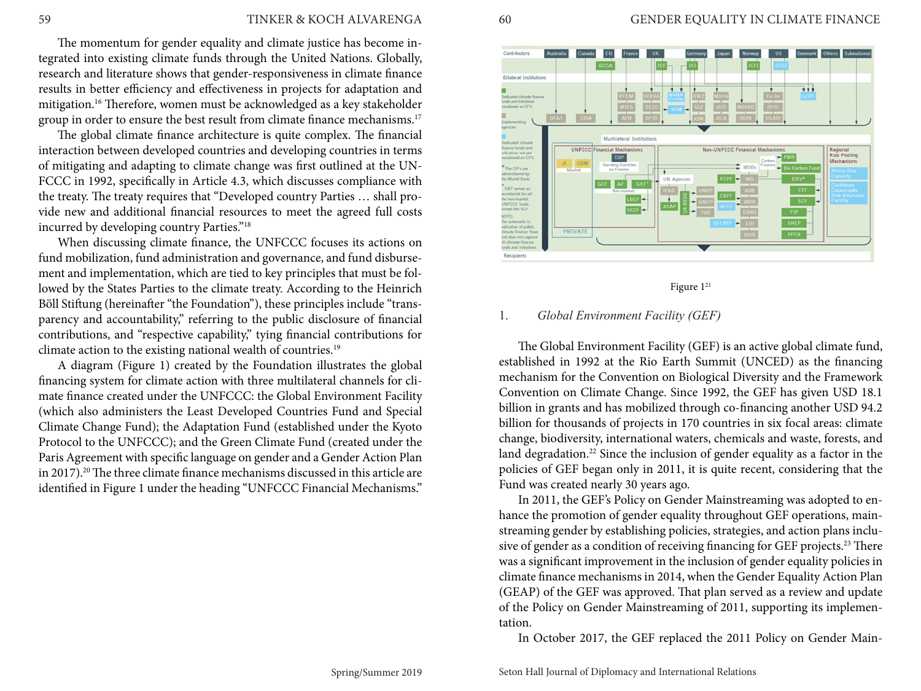The momentum for gender equality and climate justice has become integrated into existing climate funds through the United Nations. Globally, research and literature shows that gender-responsiveness in climate finance results in better efficiency and effectiveness in projects for adaptation and mitigation.[16] Therefore, women must be acknowledged as a key stakeholder group in order to ensure the best result from climate finance mechanisms.[17]

The global climate finance architecture is quite complex. The financial interaction between developed countries and developing countries in terms of mitigating and adapting to climate change was first outlined at the UNFCCC in 1992, specifically in Article 4.3, which discusses compliance with the treaty. The treaty requires that "Developed country Parties … shall provide new and additional financial resources to meet the agreed full costs incurred by developing country Parties."[18]

When discussing climate finance, the UNFCCC focuses its actions on fund mobilization, fund administration and governance, and fund disbursement and implementation, which are tied to key principles that must be followed by the States Parties to the climate treaty. According to the Heinrich Böll Stiftung (hereinafter "the Foundation"), these principles include "transparency and accountability," referring to the public disclosure of financial contributions, and "respective capability," tying financial contributions for climate action to the existing national wealth of countries.[19]

A diagram (Figure 1) created by the Foundation illustrates the global financing system for climate action with three multilateral channels for climate finance created under the UNFCCC: the Global Environment Facility (which also administers the Least Developed Countries Fund and Special Climate Change Fund); the Adaptation Fund (established under the Kyoto Protocol to the UNFCCC); and the Green Climate Fund (created under the Paris Agreement with specific language on gender and a Gender Action Plan in 2017).[20] The three climate finance mechanisms discussed in this article are identified in Figure 1 under the heading "UNFCCC Financial Mechanisms."

Figure 1[21]

## 1. *Global Environment Facility (GEF)*

The Global Environment Facility (GEF) is an active global climate fund, established in 1992 at the Rio Earth Summit (UNCED) as the financing mechanism for the Convention on Biological Diversity and the Framework Convention on Climate Change. Since 1992, the GEF has given USD 18.1 billion in grants and has mobilized through co-financing another USD 94.2 billion for thousands of projects in 170 countries in six focal areas: climate change, biodiversity, international waters, chemicals and waste, forests, and land degradation.[22] Since the inclusion of gender equality as a factor in the policies of GEF began only in 2011, it is quite recent, considering that the Fund was created nearly 30 years ago.

In 2011, the GEF's Policy on Gender Mainstreaming was adopted to enhance the promotion of gender equality throughout GEF operations, mainstreaming gender by establishing policies, strategies, and action plans inclusive of gender as a condition of receiving financing for GEF projects.[23] There was a significant improvement in the inclusion of gender equality policies in climate finance mechanisms in 2014, when the Gender Equality Action Plan (GEAP) of the GEF was approved. That plan served as a review and update of the Policy on Gender Mainstreaming of 2011, supporting its implementation.

In October 2017, the GEF replaced the 2011 Policy on Gender Main-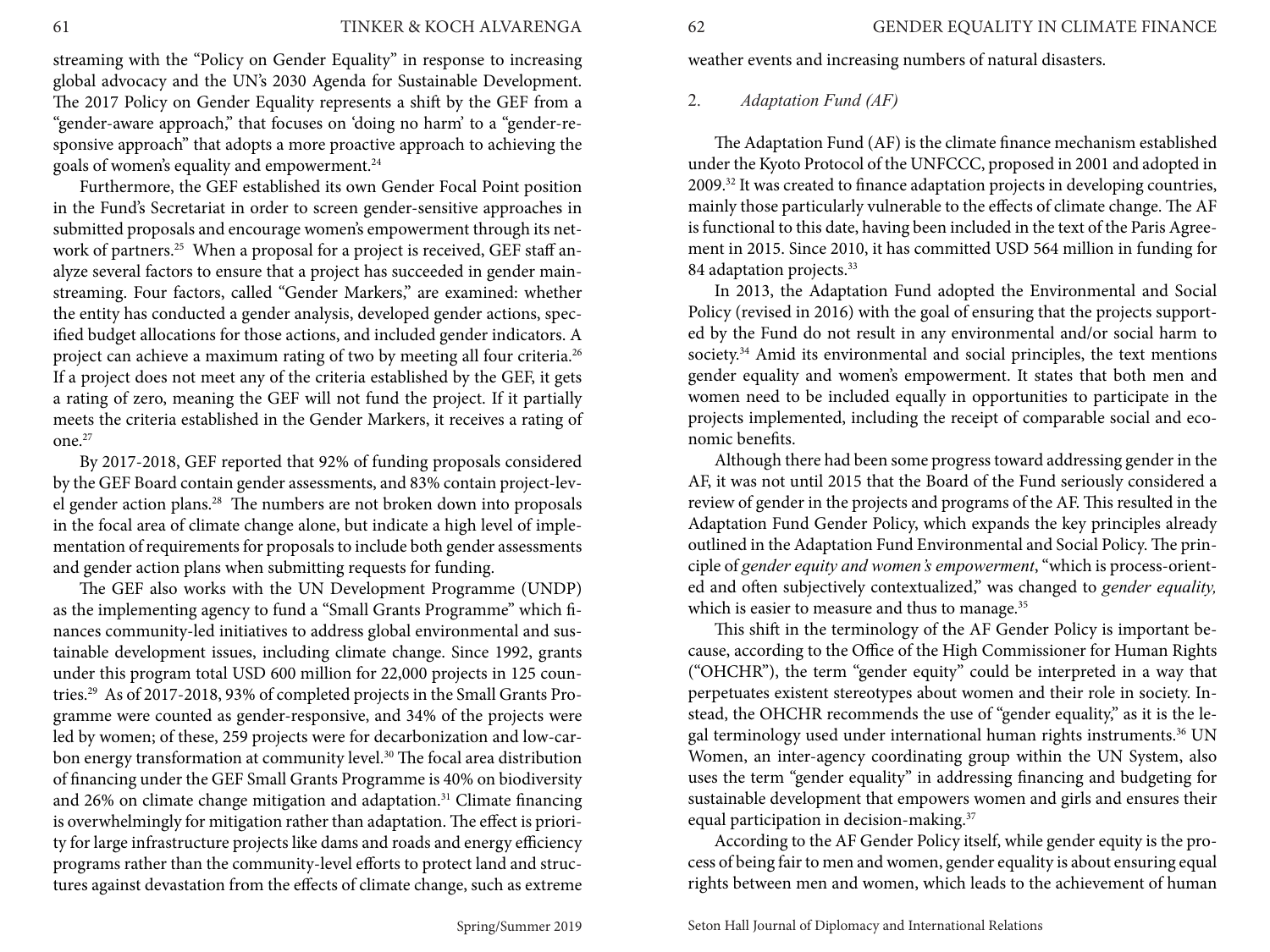streaming with the "Policy on Gender Equality" in response to increasing global advocacy and the UN's 2030 Agenda for Sustainable Development. The 2017 Policy on Gender Equality represents a shift by the GEF from a "gender-aware approach," that focuses on 'doing no harm' to a "gender-responsive approach" that adopts a more proactive approach to achieving the goals of women's equality and empowerment.[24]

Furthermore, the GEF established its own Gender Focal Point position in the Fund's Secretariat in order to screen gender-sensitive approaches in submitted proposals and encourage women's empowerment through its network of partners.[25] When a proposal for a project is received, GEF staff analyze several factors to ensure that a project has succeeded in gender mainstreaming. Four factors, called "Gender Markers," are examined: whether the entity has conducted a gender analysis, developed gender actions, specified budget allocations for those actions, and included gender indicators. A project can achieve a maximum rating of two by meeting all four criteria.[26] If a project does not meet any of the criteria established by the GEF, it gets a rating of zero, meaning the GEF will not fund the project. If it partially meets the criteria established in the Gender Markers, it receives a rating of one.[27]

By 2017-2018, GEF reported that 92% of funding proposals considered by the GEF Board contain gender assessments, and 83% contain project-level gender action plans.[28] The numbers are not broken down into proposals in the focal area of climate change alone, but indicate a high level of implementation of requirements for proposals to include both gender assessments and gender action plans when submitting requests for funding.

The GEF also works with the UN Development Programme (UNDP) as the implementing agency to fund a "Small Grants Programme" which finances community-led initiatives to address global environmental and sustainable development issues, including climate change. Since 1992, grants under this program total USD 600 million for 22,000 projects in 125 countries.[29] As of 2017-2018, 93% of completed projects in the Small Grants Programme were counted as gender-responsive, and 34% of the projects were led by women; of these, 259 projects were for decarbonization and low-carbon energy transformation at community level.[30] The focal area distribution of financing under the GEF Small Grants Programme is 40% on biodiversity and 26% on climate change mitigation and adaptation.[31] Climate financing is overwhelmingly for mitigation rather than adaptation. The effect is priority for large infrastructure projects like dams and roads and energy efficiency programs rather than the community-level efforts to protect land and structures against devastation from the effects of climate change, such as extreme weather events and increasing numbers of natural disasters.

### 2. *Adaptation Fund (AF)*

The Adaptation Fund (AF) is the climate finance mechanism established under the Kyoto Protocol of the UNFCCC, proposed in 2001 and adopted in 2009.[32] It was created to finance adaptation projects in developing countries, mainly those particularly vulnerable to the effects of climate change. The AF is functional to this date, having been included in the text of the Paris Agreement in 2015. Since 2010, it has committed USD 564 million in funding for 84 adaptation projects.[33]

In 2013, the Adaptation Fund adopted the Environmental and Social Policy (revised in 2016) with the goal of ensuring that the projects supported by the Fund do not result in any environmental and/or social harm to society.[34] Amid its environmental and social principles, the text mentions gender equality and women's empowerment. It states that both men and women need to be included equally in opportunities to participate in the projects implemented, including the receipt of comparable social and economic benefits.

Although there had been some progress toward addressing gender in the AF, it was not until 2015 that the Board of the Fund seriously considered a review of gender in the projects and programs of the AF. This resulted in the Adaptation Fund Gender Policy, which expands the key principles already outlined in the Adaptation Fund Environmental and Social Policy. The principle of *gender equity and women's empowerment*, "which is process-oriented and often subjectively contextualized," was changed to *gender equality,* which is easier to measure and thus to manage.[35]

This shift in the terminology of the AF Gender Policy is important because, according to the Office of the High Commissioner for Human Rights ("OHCHR"), the term "gender equity" could be interpreted in a way that perpetuates existent stereotypes about women and their role in society. Instead, the OHCHR recommends the use of "gender equality," as it is the legal terminology used under international human rights instruments.[36] UN Women, an inter-agency coordinating group within the UN System, also uses the term "gender equality" in addressing financing and budgeting for sustainable development that empowers women and girls and ensures their equal participation in decision-making.[37]

According to the AF Gender Policy itself, while gender equity is the process of being fair to men and women, gender equality is about ensuring equal rights between men and women, which leads to the achievement of human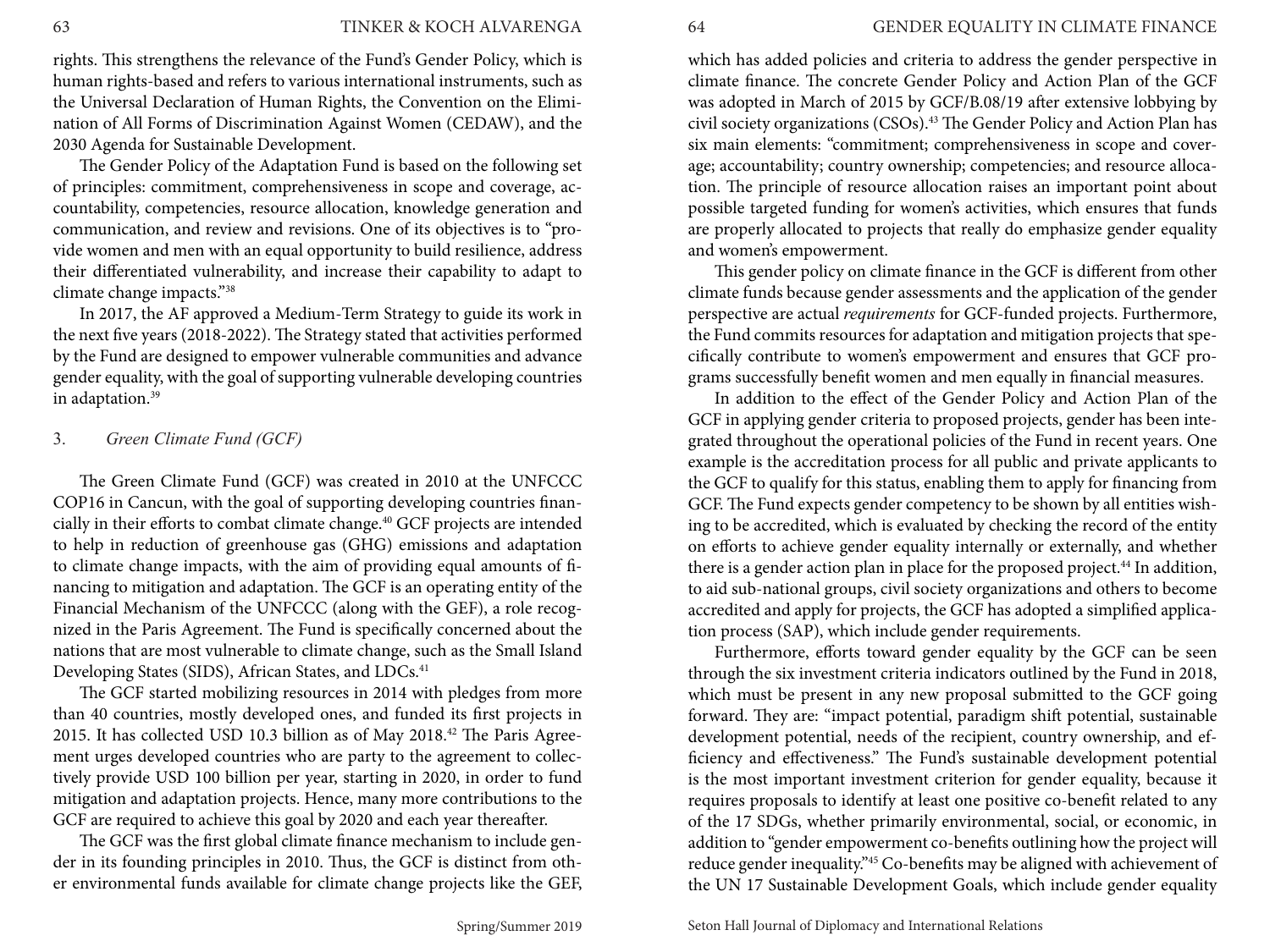rights. This strengthens the relevance of the Fund's Gender Policy, which is human rights-based and refers to various international instruments, such as the Universal Declaration of Human Rights, the Convention on the Elimination of All Forms of Discrimination Against Women (CEDAW), and the 2030 Agenda for Sustainable Development.

The Gender Policy of the Adaptation Fund is based on the following set of principles: commitment, comprehensiveness in scope and coverage, accountability, competencies, resource allocation, knowledge generation and communication, and review and revisions. One of its objectives is to "provide women and men with an equal opportunity to build resilience, address their differentiated vulnerability, and increase their capability to adapt to climate change impacts."[38]

In 2017, the AF approved a Medium-Term Strategy to guide its work in the next five years (2018-2022). The Strategy stated that activities performed by the Fund are designed to empower vulnerable communities and advance gender equality, with the goal of supporting vulnerable developing countries in adaptation.[39]

### 3. *Green Climate Fund (GCF)*

The Green Climate Fund (GCF) was created in 2010 at the UNFCCC COP16 in Cancun, with the goal of supporting developing countries financially in their efforts to combat climate change.[40] GCF projects are intended to help in reduction of greenhouse gas (GHG) emissions and adaptation to climate change impacts, with the aim of providing equal amounts of financing to mitigation and adaptation. The GCF is an operating entity of the Financial Mechanism of the UNFCCC (along with the GEF), a role recognized in the Paris Agreement. The Fund is specifically concerned about the nations that are most vulnerable to climate change, such as the Small Island Developing States (SIDS), African States, and LDCs.[41]

The GCF started mobilizing resources in 2014 with pledges from more than 40 countries, mostly developed ones, and funded its first projects in 2015. It has collected USD 10.3 billion as of May 2018.[42] The Paris Agreement urges developed countries who are party to the agreement to collectively provide USD 100 billion per year, starting in 2020, in order to fund mitigation and adaptation projects. Hence, many more contributions to the GCF are required to achieve this goal by 2020 and each year thereafter.

The GCF was the first global climate finance mechanism to include gender in its founding principles in 2010. Thus, the GCF is distinct from other environmental funds available for climate change projects like the GEF, which has added policies and criteria to address the gender perspective in climate finance. The concrete Gender Policy and Action Plan of the GCF was adopted in March of 2015 by GCF/B.08/19 after extensive lobbying by civil society organizations (CSOs).[43] The Gender Policy and Action Plan has six main elements: "commitment; comprehensiveness in scope and coverage; accountability; country ownership; competencies; and resource allocation. The principle of resource allocation raises an important point about possible targeted funding for women's activities, which ensures that funds are properly allocated to projects that really do emphasize gender equality and women's empowerment.

This gender policy on climate finance in the GCF is different from other climate funds because gender assessments and the application of the gender perspective are actual *requirements* for GCF-funded projects. Furthermore, the Fund commits resources for adaptation and mitigation projects that specifically contribute to women's empowerment and ensures that GCF programs successfully benefit women and men equally in financial measures.

In addition to the effect of the Gender Policy and Action Plan of the GCF in applying gender criteria to proposed projects, gender has been integrated throughout the operational policies of the Fund in recent years. One example is the accreditation process for all public and private applicants to the GCF to qualify for this status, enabling them to apply for financing from GCF. The Fund expects gender competency to be shown by all entities wishing to be accredited, which is evaluated by checking the record of the entity on efforts to achieve gender equality internally or externally, and whether there is a gender action plan in place for the proposed project.[44] In addition, to aid sub-national groups, civil society organizations and others to become accredited and apply for projects, the GCF has adopted a simplified application process (SAP), which include gender requirements.

Furthermore, efforts toward gender equality by the GCF can be seen through the six investment criteria indicators outlined by the Fund in 2018, which must be present in any new proposal submitted to the GCF going forward. They are: "impact potential, paradigm shift potential, sustainable development potential, needs of the recipient, country ownership, and efficiency and effectiveness." The Fund's sustainable development potential is the most important investment criterion for gender equality, because it requires proposals to identify at least one positive co-benefit related to any of the 17 SDGs, whether primarily environmental, social, or economic, in addition to "gender empowerment co-benefits outlining how the project will reduce gender inequality."[45] Co-benefits may be aligned with achievement of the UN 17 Sustainable Development Goals, which include gender equality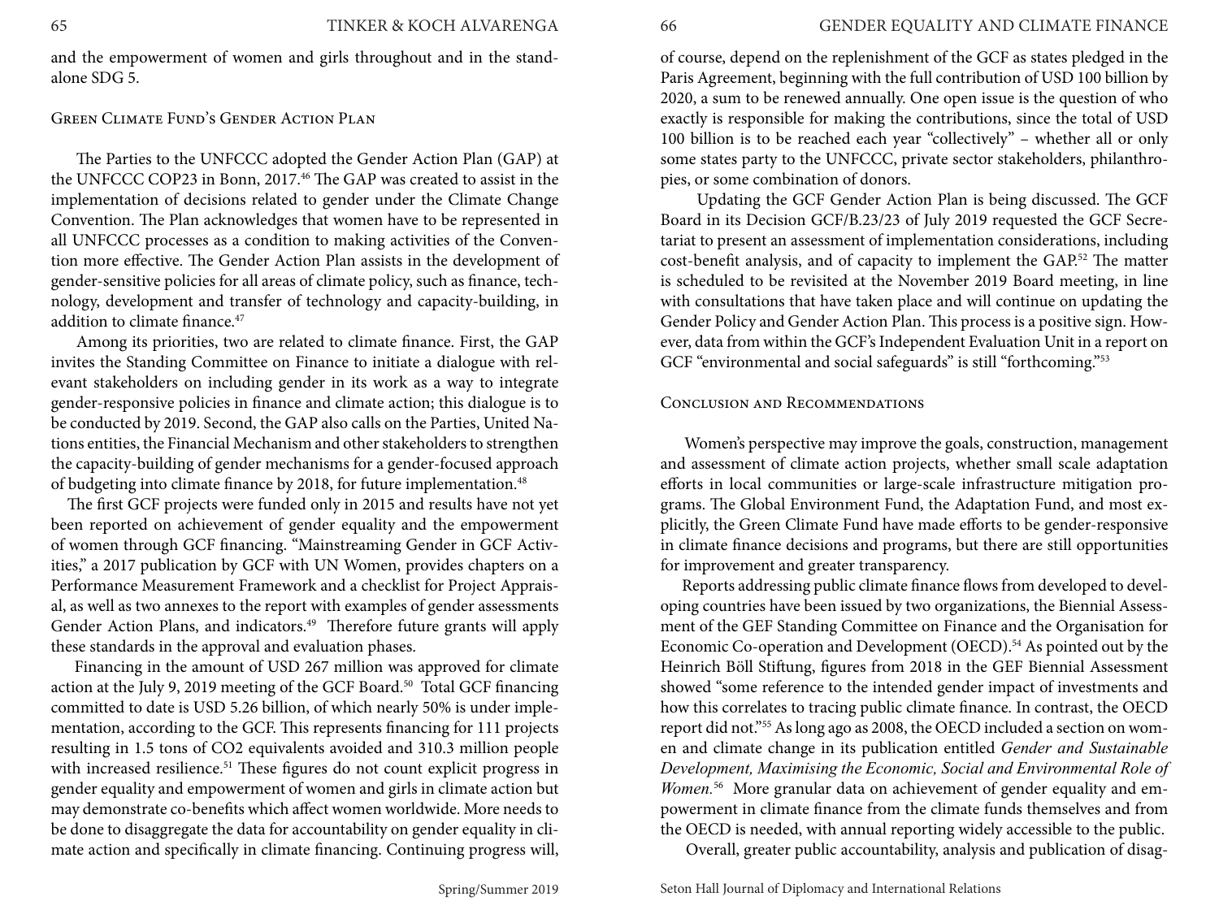and the empowerment of women and girls throughout and in the stand-alone SDG 5.

## Green Climate Fund's Gender Action Plan

The Parties to the UNFCCC adopted the Gender Action Plan (GAP) at the UNFCCC COP23 in Bonn, 2017.[46] The GAP was created to assist in the implementation of decisions related to gender under the Climate Change Convention. The Plan acknowledges that women have to be represented in all UNFCCC processes as a condition to making activities of the Convention more effective. The Gender Action Plan assists in the development of gender-sensitive policies for all areas of climate policy, such as finance, technology, development and transfer of technology and capacity-building, in addition to climate finance.[47]

Among its priorities, two are related to climate finance. First, the GAP invites the Standing Committee on Finance to initiate a dialogue with relevant stakeholders on including gender in its work as a way to integrate gender-responsive policies in finance and climate action; this dialogue is to be conducted by 2019. Second, the GAP also calls on the Parties, United Nations entities, the Financial Mechanism and other stakeholders to strengthen the capacity-building of gender mechanisms for a gender-focused approach of budgeting into climate finance by 2018, for future implementation.[48]

The first GCF projects were funded only in 2015 and results have not yet been reported on achievement of gender equality and the empowerment of women through GCF financing. "Mainstreaming Gender in GCF Activities," a 2017 publication by GCF with UN Women, provides chapters on a Performance Measurement Framework and a checklist for Project Appraisal, as well as two annexes to the report with examples of gender assessments Gender Action Plans, and indicators.[49] Therefore future grants will apply these standards in the approval and evaluation phases.

Financing in the amount of USD 267 million was approved for climate action at the July 9, 2019 meeting of the GCF Board.[50] Total GCF financing committed to date is USD 5.26 billion, of which nearly 50% is under implementation, according to the GCF. This represents financing for 111 projects resulting in 1.5 tons of $CO_2$ equivalents avoided and 310.3 million people with increased resilience.[51] These figures do not count explicit progress in gender equality and empowerment of women and girls in climate action but may demonstrate co-benefits which affect women worldwide. More needs to be done to disaggregate the data for accountability on gender equality in climate action and specifically in climate financing. Continuing progress will, of course, depend on the replenishment of the GCF as states pledged in the Paris Agreement, beginning with the full contribution of USD 100 billion by 2020, a sum to be renewed annually. One open issue is the question of who exactly is responsible for making the contributions, since the total of USD 100 billion is to be reached each year "collectively" – whether all or only some states party to the UNFCCC, private sector stakeholders, philanthropies, or some combination of donors.

Updating the GCF Gender Action Plan is being discussed. The GCF Board in its Decision GCF/B.23/23 of July 2019 requested the GCF Secretariat to present an assessment of implementation considerations, including cost-benefit analysis, and of capacity to implement the GAP.[52] The matter is scheduled to be revisited at the November 2019 Board meeting, in line with consultations that have taken place and will continue on updating the Gender Policy and Gender Action Plan. This process is a positive sign. However, data from within the GCF's Independent Evaluation Unit in a report on GCF "environmental and social safeguards" is still "forthcoming."[53]

## Conclusion and Recommendations

Women's perspective may improve the goals, construction, management and assessment of climate action projects, whether small scale adaptation efforts in local communities or large-scale infrastructure mitigation programs. The Global Environment Fund, the Adaptation Fund, and most explicitly, the Green Climate Fund have made efforts to be gender-responsive in climate finance decisions and programs, but there are still opportunities for improvement and greater transparency.

Reports addressing public climate finance flows from developed to developing countries have been issued by two organizations, the Biennial Assessment of the GEF Standing Committee on Finance and the Organisation for Economic Co-operation and Development (OECD).[54] As pointed out by the Heinrich Böll Stiftung, figures from 2018 in the GEF Biennial Assessment showed "some reference to the intended gender impact of investments and how this correlates to tracing public climate finance. In contrast, the OECD report did not."[55] As long ago as 2008, the OECD included a section on women and climate change in its publication entitled *Gender and Sustainable Development, Maximising the Economic, Social and Environmental Role of Women.*[56] More granular data on achievement of gender equality and empowerment in climate finance from the climate funds themselves and from the OECD is needed, with annual reporting widely accessible to the public.

Overall, greater public accountability, analysis and publication of disag-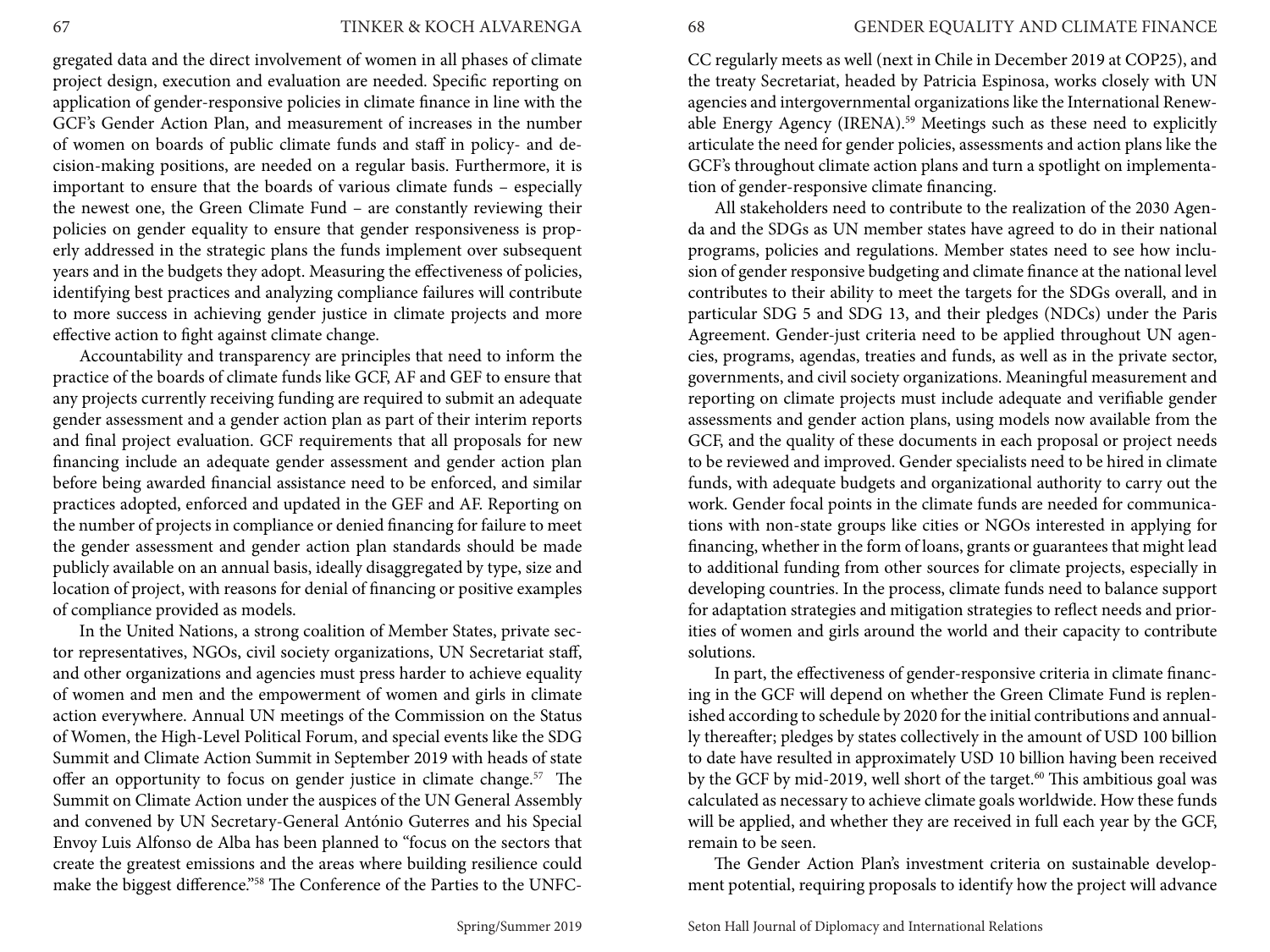gregated data and the direct involvement of women in all phases of climate project design, execution and evaluation are needed. Specific reporting on application of gender-responsive policies in climate finance in line with the GCF's Gender Action Plan, and measurement of increases in the number of women on boards of public climate funds and staff in policy- and decision-making positions, are needed on a regular basis. Furthermore, it is important to ensure that the boards of various climate funds – especially the newest one, the Green Climate Fund – are constantly reviewing their policies on gender equality to ensure that gender responsiveness is properly addressed in the strategic plans the funds implement over subsequent years and in the budgets they adopt. Measuring the effectiveness of policies, identifying best practices and analyzing compliance failures will contribute to more success in achieving gender justice in climate projects and more effective action to fight against climate change.

Accountability and transparency are principles that need to inform the practice of the boards of climate funds like GCF, AF and GEF to ensure that any projects currently receiving funding are required to submit an adequate gender assessment and a gender action plan as part of their interim reports and final project evaluation. GCF requirements that all proposals for new financing include an adequate gender assessment and gender action plan before being awarded financial assistance need to be enforced, and similar practices adopted, enforced and updated in the GEF and AF. Reporting on the number of projects in compliance or denied financing for failure to meet the gender assessment and gender action plan standards should be made publicly available on an annual basis, ideally disaggregated by type, size and location of project, with reasons for denial of financing or positive examples of compliance provided as models.

In the United Nations, a strong coalition of Member States, private sector representatives, NGOs, civil society organizations, UN Secretariat staff, and other organizations and agencies must press harder to achieve equality of women and men and the empowerment of women and girls in climate action everywhere. Annual UN meetings of the Commission on the Status of Women, the High-Level Political Forum, and special events like the SDG Summit and Climate Action Summit in September 2019 with heads of state offer an opportunity to focus on gender justice in climate change.[57] The Summit on Climate Action under the auspices of the UN General Assembly and convened by UN Secretary-General António Guterres and his Special Envoy Luis Alfonso de Alba has been planned to "focus on the sectors that create the greatest emissions and the areas where building resilience could make the biggest difference."[58] The Conference of the Parties to the UNFCCC regularly meets as well (next in Chile in December 2019 at COP25), and the treaty Secretariat, headed by Patricia Espinosa, works closely with UN agencies and intergovernmental organizations like the International Renewable Energy Agency (IRENA).[59] Meetings such as these need to explicitly articulate the need for gender policies, assessments and action plans like the GCF's throughout climate action plans and turn a spotlight on implementation of gender-responsive climate financing.

All stakeholders need to contribute to the realization of the 2030 Agenda and the SDGs as UN member states have agreed to do in their national programs, policies and regulations. Member states need to see how inclusion of gender responsive budgeting and climate finance at the national level contributes to their ability to meet the targets for the SDGs overall, and in particular SDG 5 and SDG 13, and their pledges (NDCs) under the Paris Agreement. Gender-just criteria need to be applied throughout UN agencies, programs, agendas, treaties and funds, as well as in the private sector, governments, and civil society organizations. Meaningful measurement and reporting on climate projects must include adequate and verifiable gender assessments and gender action plans, using models now available from the GCF, and the quality of these documents in each proposal or project needs to be reviewed and improved. Gender specialists need to be hired in climate funds, with adequate budgets and organizational authority to carry out the work. Gender focal points in the climate funds are needed for communications with non-state groups like cities or NGOs interested in applying for financing, whether in the form of loans, grants or guarantees that might lead to additional funding from other sources for climate projects, especially in developing countries. In the process, climate funds need to balance support for adaptation strategies and mitigation strategies to reflect needs and priorities of women and girls around the world and their capacity to contribute solutions.

In part, the effectiveness of gender-responsive criteria in climate financing in the GCF will depend on whether the Green Climate Fund is replenished according to schedule by 2020 for the initial contributions and annually thereafter; pledges by states collectively in the amount of USD 100 billion to date have resulted in approximately USD 10 billion having been received by the GCF by mid-2019, well short of the target.[60] This ambitious goal was calculated as necessary to achieve climate goals worldwide. How these funds will be applied, and whether they are received in full each year by the GCF, remain to be seen.

The Gender Action Plan's investment criteria on sustainable development potential, requiring proposals to identify how the project will advance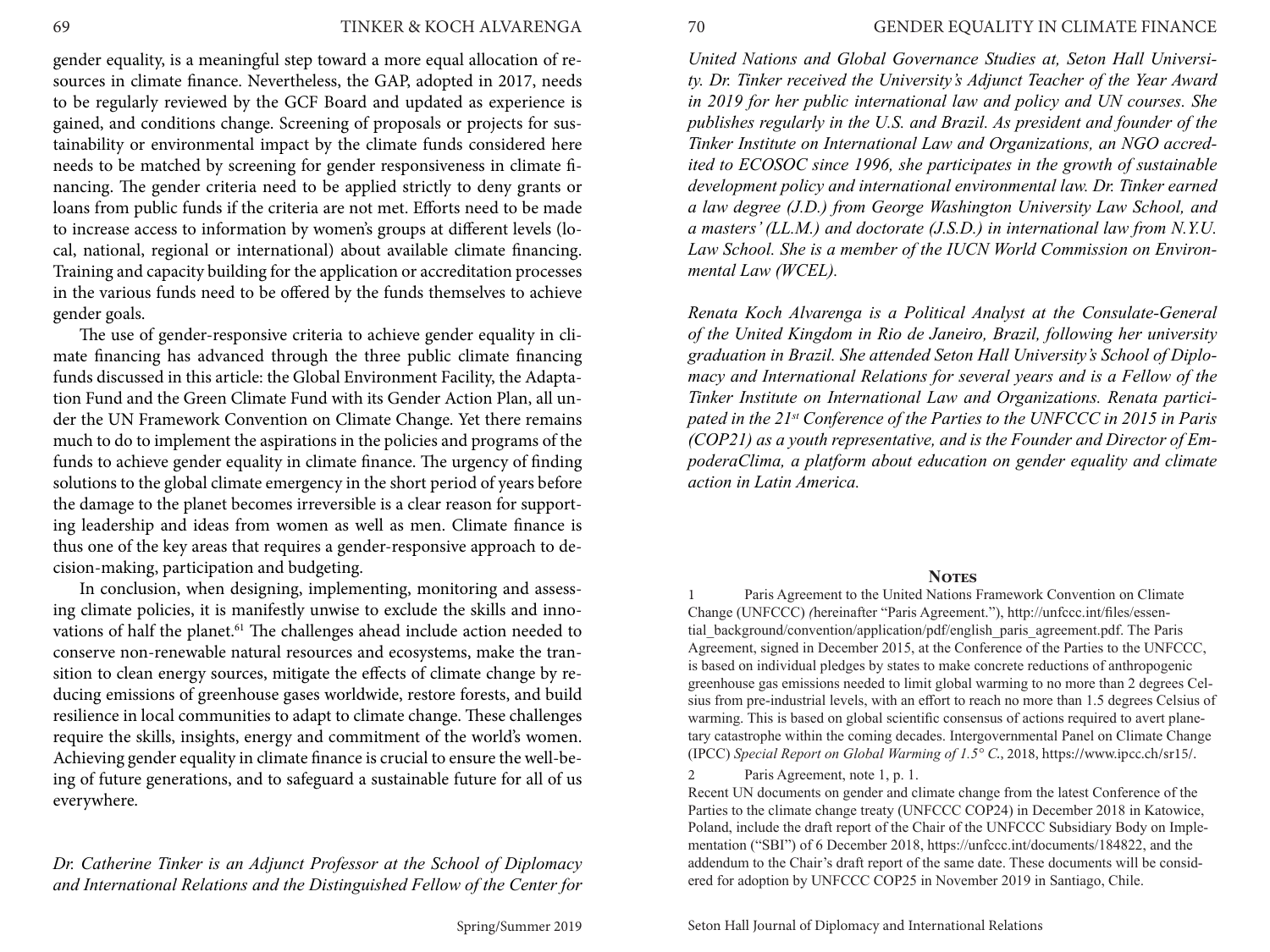gender equality, is a meaningful step toward a more equal allocation of resources in climate finance. Nevertheless, the GAP, adopted in 2017, needs to be regularly reviewed by the GCF Board and updated as experience is gained, and conditions change. Screening of proposals or projects for sustainability or environmental impact by the climate funds considered here needs to be matched by screening for gender responsiveness in climate financing. The gender criteria need to be applied strictly to deny grants or loans from public funds if the criteria are not met. Efforts need to be made to increase access to information by women's groups at different levels (local, national, regional or international) about available climate financing. Training and capacity building for the application or accreditation processes in the various funds need to be offered by the funds themselves to achieve gender goals.

The use of gender-responsive criteria to achieve gender equality in climate financing has advanced through the three public climate financing funds discussed in this article: the Global Environment Facility, the Adaptation Fund and the Green Climate Fund with its Gender Action Plan, all under the UN Framework Convention on Climate Change. Yet there remains much to do to implement the aspirations in the policies and programs of the funds to achieve gender equality in climate finance. The urgency of finding solutions to the global climate emergency in the short period of years before the damage to the planet becomes irreversible is a clear reason for supporting leadership and ideas from women as well as men. Climate finance is thus one of the key areas that requires a gender-responsive approach to decision-making, participation and budgeting.

In conclusion, when designing, implementing, monitoring and assessing climate policies, it is manifestly unwise to exclude the skills and innovations of half the planet.[61] The challenges ahead include action needed to conserve non-renewable natural resources and ecosystems, make the transition to clean energy sources, mitigate the effects of climate change by reducing emissions of greenhouse gases worldwide, restore forests, and build resilience in local communities to adapt to climate change. These challenges require the skills, insights, energy and commitment of the world's women. Achieving gender equality in climate finance is crucial to ensure the well-being of future generations, and to safeguard a sustainable future for all of us everywhere.

*Dr. Catherine Tinker is an Adjunct Professor at the School of Diplomacy and International Relations and the Distinguished Fellow of the Center for United Nations and Global Governance Studies at, Seton Hall University. Dr. Tinker received the University's Adjunct Teacher of the Year Award in 2019 for her public international law and policy and UN courses. She publishes regularly in the U.S. and Brazil. As president and founder of the Tinker Institute on International Law and Organizations, an NGO accredited to ECOSOC since 1996, she participates in the growth of sustainable development policy and international environmental law. Dr. Tinker earned a law degree (J.D.) from George Washington University Law School, and a masters' (LL.M.) and doctorate (J.S.D.) in international law from N.Y.U. Law School. She is a member of the IUCN World Commission on Environmental Law (WCEL).*

*Renata Koch Alvarenga is a Political Analyst at the Consulate-General of the United Kingdom in Rio de Janeiro, Brazil, following her university graduation in Brazil. She attended Seton Hall University's School of Diplomacy and International Relations for several years and is a Fellow of the Tinker Institute on International Law and Organizations. Renata participated in the 21st Conference of the Parties to the UNFCCC in 2015 in Paris (COP21) as a youth representative, and is the Founder and Director of EmpoderaClima, a platform about education on gender equality and climate action in Latin America.*

## Notes

1 Paris Agreement to the United Nations Framework Convention on Climate Change (UNFCCC) (hereinafter "Paris Agreement."), http://unfccc.int/files/essential_background/convention/application/pdf/english_paris_agreement.pdf. The Paris Agreement, signed in December 2015, at the Conference of the Parties to the UNFCCC, is based on individual pledges by states to make concrete reductions of anthropogenic greenhouse gas emissions needed to limit global warming to no more than 2 degrees Celsius from pre-industrial levels, with an effort to reach no more than 1.5 degrees Celsius of warming. This is based on global scientific consensus of actions required to avert planetary catastrophe within the coming decades. Intergovernmental Panel on Climate Change (IPCC) *Special Report on Global Warming of 1.5° C.*, 2018, https://www.ipcc.ch/sr15/.

2 Paris Agreement, note 1, p. 1.
Recent UN documents on gender and climate change from the latest Conference of the Parties to the climate change treaty (UNFCCC COP24) in December 2018 in Katowice, Poland, include the draft report of the Chair of the UNFCCC Subsidiary Body on Implementation ("SBI") of 6 December 2018, https://unfccc.int/documents/184822, and the addendum to the Chair's draft report of the same date. These documents will be considered for adoption by UNFCCC COP25 in November 2019 in Santiago, Chile.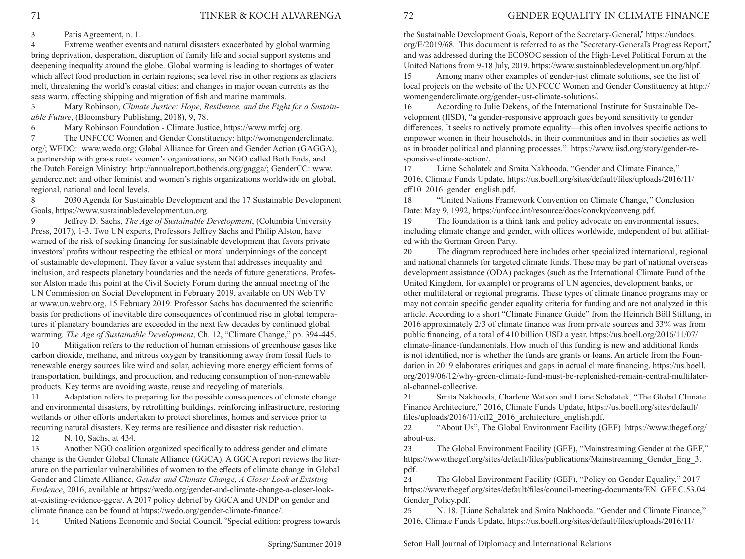3 Paris Agreement, n. 1.

4 Extreme weather events and natural disasters exacerbated by global warming bring deprivation, desperation, disruption of family life and social support systems and deepening inequality around the globe. Global warming is leading to shortages of water which affect food production in certain regions; sea level rise in other regions as glaciers melt, threatening the world's coastal cities; and changes in major ocean currents as the seas warm, affecting shipping and migration of fish and marine mammals.

5 Mary Robinson, *Climate Justice: Hope, Resilience, and the Fight for a Sustainable Future*, (Bloomsbury Publishing, 2018), 9, 78.

6 Mary Robinson Foundation - Climate Justice, https://www.mrfcj.org.

7 The UNFCCC Women and Gender Constituency: http://womengenderclimate.org/; WEDO: www.wedo.org; Global Alliance for Green and Gender Action (GAGGA), a partnership with grass roots women's organizations, an NGO called Both Ends, and the Dutch Foreign Ministry: http://annualreport.bothends.org/gagga/; GenderCC: www.gendercc.net; and other feminist and women's rights organizations worldwide on global, regional, national and local levels.

8 2030 Agenda for Sustainable Development and the 17 Sustainable Development Goals, https://www.sustainabledevelopment.un.org.

9 Jeffrey D. Sachs, *The Age of Sustainable Development*, (Columbia University Press, 2017), 1-3. Two UN experts, Professors Jeffrey Sachs and Philip Alston, have warned of the risk of seeking financing for sustainable development that favors private investors' profits without respecting the ethical or moral underpinnings of the concept of sustainable development. They favor a value system that addresses inequality and inclusion, and respects planetary boundaries and the needs of future generations. Professor Alston made this point at the Civil Society Forum during the annual meeting of the UN Commission on Social Development in February 2019, available on UN Web TV at www.un.webtv.org, 15 February 2019. Professor Sachs has documented the scientific basis for predictions of inevitable dire consequences of continued rise in global temperatures if planetary boundaries are exceeded in the next few decades by continued global warming. *The Age of Sustainable Development*, Ch. 12, "Climate Change," pp. 394-445.

10 Mitigation refers to the reduction of human emissions of greenhouse gases like carbon dioxide, methane, and nitrous oxygen by transitioning away from fossil fuels to renewable energy sources like wind and solar, achieving more energy efficient forms of transportation, buildings, and production, and reducing consumption of non-renewable products. Key terms are avoiding waste, reuse and recycling of materials.

11 Adaptation refers to preparing for the possible consequences of climate change and environmental disasters, by retrofitting buildings, reinforcing infrastructure, restoring wetlands or other efforts undertaken to protect shorelines, homes and services prior to recurring natural disasters. Key terms are resilience and disaster risk reduction.

12 N. 10, Sachs, at 434.

13 Another NGO coalition organized specifically to address gender and climate change is the Gender Global Climate Alliance (GGCA). A GGCA report reviews the literature on the particular vulnerabilities of women to the effects of climate change in Global Gender and Climate Alliance, *Gender and Climate Change, A Closer Look at Existing Evidence*, 2016, available at https://wedo.org/gender-and-climate-change-a-closer-look-at-existing-evidence-ggca/. A 2017 policy debrief by GGCA and UNDP on gender and climate finance can be found at https://wedo.org/gender-climate-finance/.

14 United Nations Economic and Social Council. "Special edition: progress towards the Sustainable Development Goals, Report of the Secretary-General," https://undocs.org/E/2019/68. This document is referred to as the "Secretary-General's Progress Report," and was addressed during the ECOSOC session of the High-Level Political Forum at the United Nations from 9-18 July, 2019. https://www.sustainabledevelopment.un.org/hlpf.

15 Among many other examples of gender-just climate solutions, see the list of local projects on the website of the UNFCCC Women and Gender Constituency at http://womengenderclimate.org/gender-just-climate-solutions/.

16 According to Julie Dekens, of the International Institute for Sustainable Development (IISD), "a gender-responsive approach goes beyond sensitivity to gender differences. It seeks to actively promote equality—this often involves specific actions to empower women in their households, in their communities and in their societies as well as in broader political and planning processes." https://www.iisd.org/story/gender-responsive-climate-action/.

17 Liane Schalatek and Smita Nakhooda. "Gender and Climate Finance," 2016, Climate Funds Update, https://us.boell.org/sites/default/files/uploads/2016/11/cff10_2016_gender_english.pdf.

18 "United Nations Framework Convention on Climate Change," Conclusion Date: May 9, 1992, https://unfccc.int/resource/docs/convkp/conveng.pdf.

19 The foundation is a think tank and policy advocate on environmental issues, including climate change and gender, with offices worldwide, independent of but affiliated with the German Green Party.

20 The diagram reproduced here includes other specialized international, regional and national channels for targeted climate funds. These may be part of national overseas development assistance (ODA) packages (such as the International Climate Fund of the United Kingdom, for example) or programs of UN agencies, development banks, or other multilateral or regional programs. These types of climate finance programs may or may not contain specific gender equality criteria for funding and are not analyzed in this article. According to a short "Climate Finance Guide" from the Heinrich Böll Stiftung, in 2016 approximately 2/3 of climate finance was from private sources and 33% was from public financing, of a total of 410 billion USD a year. https://us.boell.org/2016/11/07/climate-finance-fundamentals. How much of this funding is new and additional funds is not identified, nor is whether the funds are grants or loans. An article from the Foundation in 2019 elaborates critiques and gaps in actual climate financing. https://us.boell.org/2019/06/12/why-green-climate-fund-must-be-replenished-remain-central-multilateral-channel-collective.

21 Smita Nakhooda, Charlene Watson and Liane Schalatek, "The Global Climate Finance Architecture," 2016, Climate Funds Update, https://us.boell.org/sites/default/files/uploads/2016/11/cff2_2016_architecture_english.pdf.

22 "About Us", The Global Environment Facility (GEF) https://www.thegef.org/about-us.

23 The Global Environment Facility (GEF), "Mainstreaming Gender at the GEF," https://www.thegef.org/sites/default/files/publications/Mainstreaming_Gender_Eng_3.pdf.

24 The Global Environment Facility (GEF), "Policy on Gender Equality," 2017 https://www.thegef.org/sites/default/files/council-meeting-documents/EN_GEF.C.53.04_Gender_Policy.pdf.

25 N. 18. [Liane Schalatek and Smita Nakhooda. "Gender and Climate Finance," 2016, Climate Funds Update, https://us.boell.org/sites/default/files/uploads/2016/11/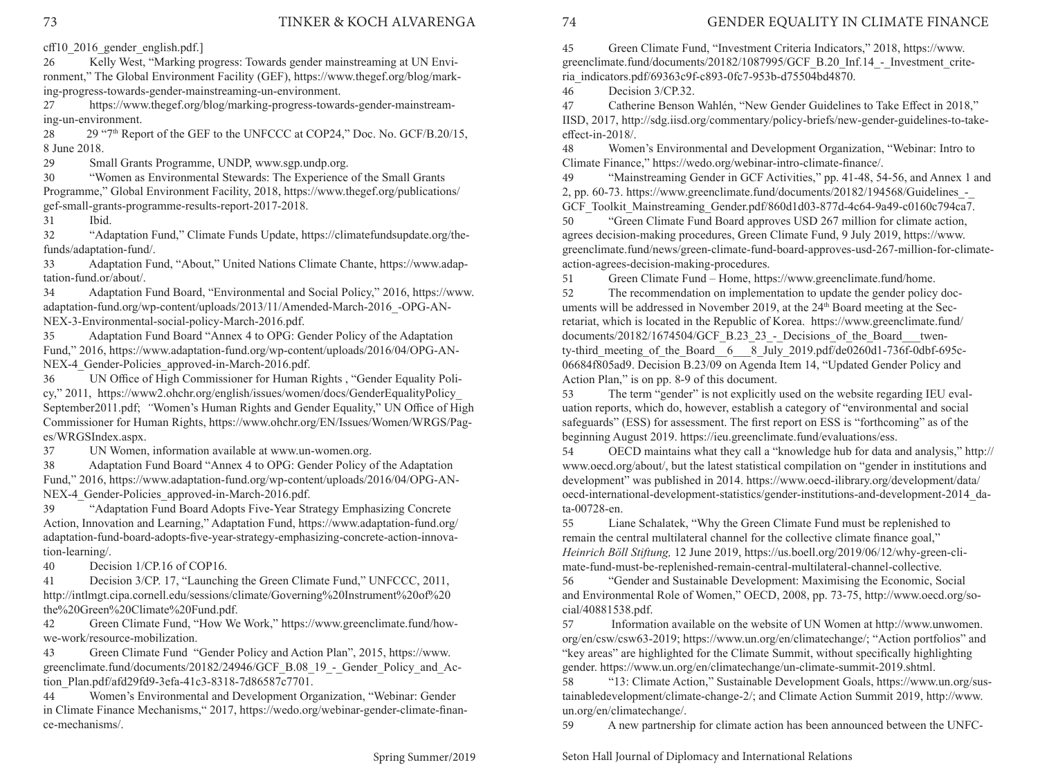cff10_2016_gender_english.pdf.]

26 Kelly West, "Marking progress: Towards gender mainstreaming at UN Environment," The Global Environment Facility (GEF), https://www.thegef.org/blog/marking-progress-towards-gender-mainstreaming-un-environment.

27 https://www.thegef.org/blog/marking-progress-towards-gender-mainstreaming-un-environment.

28 29 "7th Report of the GEF to the UNFCCC at COP24," Doc. No. GCF/B.20/15, 8 June 2018.

29 Small Grants Programme, UNDP, www.sgp.undp.org.

30 "Women as Environmental Stewards: The Experience of the Small Grants Programme," Global Environment Facility, 2018, https://www.thegef.org/publications/gef-small-grants-programme-results-report-2017-2018.

31 Ibid.

32 "Adaptation Fund," Climate Funds Update, https://climatefundsupdate.org/the-funds/adaptation-fund/.

33 Adaptation Fund, "About," United Nations Climate Chante, https://www.adaptation-fund.or/about/.

34 Adaptation Fund Board, "Environmental and Social Policy," 2016, https://www.adaptation-fund.org/wp-content/uploads/2013/11/Amended-March-2016_-OPG-ANNEX-3-Environmental-social-policy-March-2016.pdf.

35 Adaptation Fund Board "Annex 4 to OPG: Gender Policy of the Adaptation Fund," 2016, https://www.adaptation-fund.org/wp-content/uploads/2016/04/OPG-ANNEX-4_Gender-Policies_approved-in-March-2016.pdf.

36 UN Office of High Commissioner for Human Rights , "Gender Equality Policy," 2011, https://www2.ohchr.org/english/issues/women/docs/GenderEqualityPolicy_September2011.pdf; "Women's Human Rights and Gender Equality," UN Office of High Commissioner for Human Rights, https://www.ohchr.org/EN/Issues/Women/WRGS/Pages/WRGSIndex.aspx.

37 UN Women, information available at www.un-women.org.

38 Adaptation Fund Board "Annex 4 to OPG: Gender Policy of the Adaptation Fund," 2016, https://www.adaptation-fund.org/wp-content/uploads/2016/04/OPG-ANNEX-4_Gender-Policies_approved-in-March-2016.pdf.

39 "Adaptation Fund Board Adopts Five-Year Strategy Emphasizing Concrete Action, Innovation and Learning," Adaptation Fund, https://www.adaptation-fund.org/adaptation-fund-board-adopts-five-year-strategy-emphasizing-concrete-action-innovation-learning/.

40 Decision 1/CP.16 of COP16.

41 Decision 3/CP. 17, "Launching the Green Climate Fund," UNFCCC, 2011, http://intlmgt.cipa.cornell.edu/sessions/climate/Governing%20Instrument%20of%20the%20Green%20Climate%20Fund.pdf.

42 Green Climate Fund, "How We Work," https://www.greenclimate.fund/how-we-work/resource-mobilization.

43 Green Climate Fund "Gender Policy and Action Plan", 2015, https://www.greenclimate.fund/documents/20182/24946/GCF_B.08_19_-_Gender_Policy_and_Action_Plan.pdf/afd29fd9-3efa-41c3-8318-7d86587c7701.

44 Women's Environmental and Development Organization, "Webinar: Gender in Climate Finance Mechanisms," 2017, https://wedo.org/webinar-gender-climate-finance-mechanisms/.

45 Green Climate Fund, "Investment Criteria Indicators," 2018, https://www.greenclimate.fund/documents/20182/1087995/GCF_B.20_Inf.14_-_Investment_criteria_indicators.pdf/69363c9f-c893-0fc7-953b-d75504bd4870.

46 Decision 3/CP.32.

47 Catherine Benson Wahlén, "New Gender Guidelines to Take Effect in 2018," IISD, 2017, http://sdg.iisd.org/commentary/policy-briefs/new-gender-guidelines-to-take-effect-in-2018/.

48 Women's Environmental and Development Organization, "Webinar: Intro to Climate Finance," https://wedo.org/webinar-intro-climate-finance/.

49 "Mainstreaming Gender in GCF Activities," pp. 41-48, 54-56, and Annex 1 and 2, pp. 60-73. https://www.greenclimate.fund/documents/20182/194568/Guidelines_-_GCF_Toolkit_Mainstreaming_Gender.pdf/860d1d03-877d-4c64-9a49-c0160c794ca7.

50 "Green Climate Fund Board approves USD 267 million for climate action, agrees decision-making procedures, Green Climate Fund, 9 July 2019, https://www.greenclimate.fund/news/green-climate-fund-board-approves-usd-267-million-for-climate-action-agrees-decision-making-procedures.

51 Green Climate Fund – Home, https://www.greenclimate.fund/home.

52 The recommendation on implementation to update the gender policy documents will be addressed in November 2019, at the 24th Board meeting at the Secretariat, which is located in the Republic of Korea. https://www.greenclimate.fund/documents/20182/1674504/GCF_B.23_23_-_Decisions_of_the_Board___twenty-third_meeting_of_the_Board__6___8_July_2019.pdf/de0260d1-736f-0dbf-695c-06684f805ad9. Decision B.23/09 on Agenda Item 14, "Updated Gender Policy and Action Plan," is on pp. 8-9 of this document.

53 The term "gender" is not explicitly used on the website regarding IEU evaluation reports, which do, however, establish a category of "environmental and social safeguards" (ESS) for assessment. The first report on ESS is "forthcoming" as of the beginning August 2019. https://ieu.greenclimate.fund/evaluations/ess.

54 OECD maintains what they call a "knowledge hub for data and analysis," http://www.oecd.org/about/, but the latest statistical compilation on "gender in institutions and development" was published in 2014. https://www.oecd-ilibrary.org/development/data/oecd-international-development-statistics/gender-institutions-and-development-2014_data-00728-en.

55 Liane Schalatek, "Why the Green Climate Fund must be replenished to remain the central multilateral channel for the collective climate finance goal," *Heinrich Böll Stiftung,* 12 June 2019, https://us.boell.org/2019/06/12/why-green-climate-fund-must-be-replenished-remain-central-multilateral-channel-collective.

56 "Gender and Sustainable Development: Maximising the Economic, Social and Environmental Role of Women," OECD, 2008, pp. 73-75, http://www.oecd.org/social/40881538.pdf.

57 Information available on the website of UN Women at http://www.unwomen.org/en/csw/csw63-2019; https://www.un.org/en/climatechange/; "Action portfolios" and "key areas" are highlighted for the Climate Summit, without specifically highlighting gender. https://www.un.org/en/climatechange/un-climate-summit-2019.shtml.

58 "13: Climate Action," Sustainable Development Goals, https://www.un.org/sustainabledevelopment/climate-change-2/; and Climate Action Summit 2019, http://www.un.org/en/climatechange/.

59 A new partnership for climate action has been announced between the UNFC-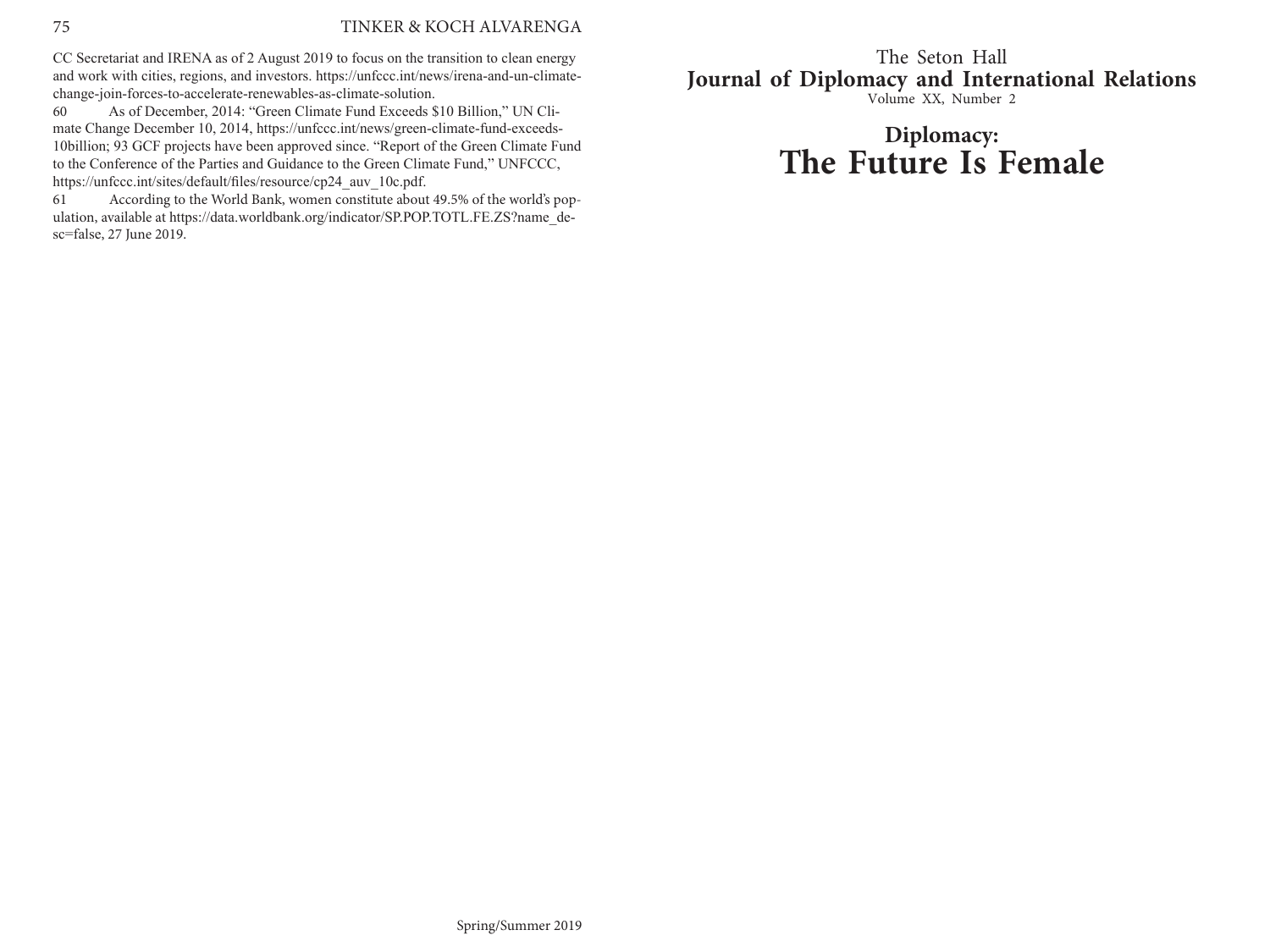CC Secretariat and IRENA as of 2 August 2019 to focus on the transition to clean energy and work with cities, regions, and investors. https://unfccc.int/news/irena-and-un-climate-change-join-forces-to-accelerate-renewables-as-climate-solution.

60 As of December, 2014: "Green Climate Fund Exceeds $10 Billion," UN Climate Change December 10, 2014, https://unfccc.int/news/green-climate-fund-exceeds-10billion; 93 GCF projects have been approved since. "Report of the Green Climate Fund to the Conference of the Parties and Guidance to the Green Climate Fund," UNFCCC, https://unfccc.int/sites/default/files/resource/cp24_auv_10c.pdf.

61 According to the World Bank, women constitute about 49.5% of the world's population, available at https://data.worldbank.org/indicator/SP.POP.TOTL.FE.ZS?name_desc=false, 27 June 2019.

The Seton Hall

**Journal of Diplomacy and International Relations**

Volume XX, Number 2

# Diplomacy: The Future Is Female